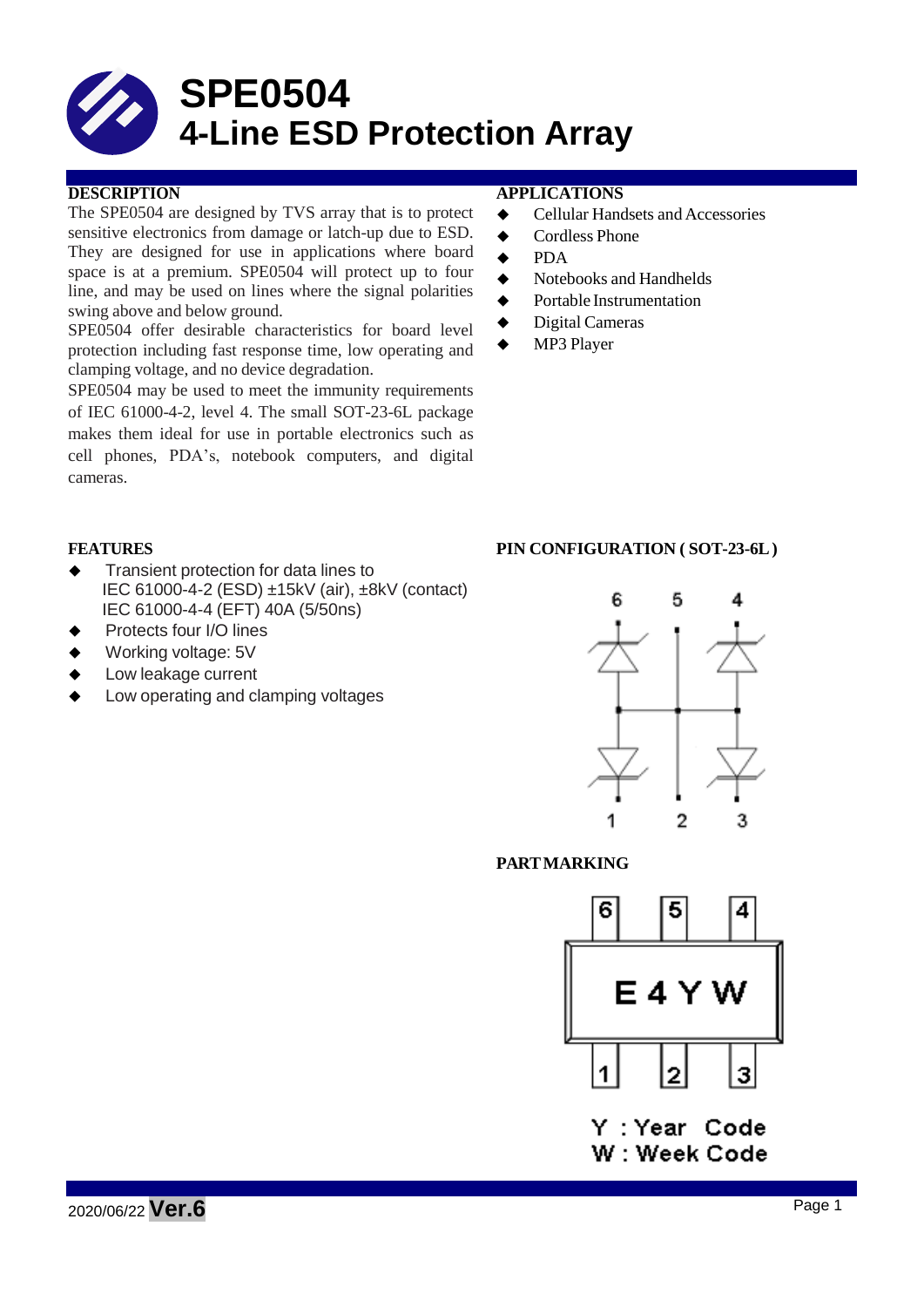# SPE0504
# 4-Line ESD Protection Array

## DESCRIPTION

The SPE0504 are designed by TVS array that is to protect sensitive electronics from damage or latch-up due to ESD. They are designed for use in applications where board space is at a premium. SPE0504 will protect up to four line, and may be used on lines where the signal polarities swing above and below ground.

SPE0504 offer desirable characteristics for board level protection including fast response time, low operating and clamping voltage, and no device degradation.

SPE0504 may be used to meet the immunity requirements of IEC 61000-4-2, level 4. The small SOT-23-6L package makes them ideal for use in portable electronics such as cell phones, PDA's, notebook computers, and digital cameras.

## APPLICATIONS

- Cellular Handsets and Accessories
- Cordless Phone
- PDA
- Notebooks and Handhelds
- Portable Instrumentation
- Digital Cameras
- MP3 Player

## FEATURES

- Transient protection for data lines to IEC 61000-4-2 (ESD) ±15kV (air), ±8kV (contact) IEC 61000-4-4 (EFT) 40A (5/50ns)
- Protects four I/O lines
- Working voltage: 5V
- Low leakage current
- Low operating and clamping voltages

## PIN CONFIGURATION ( SOT-23-6L )

6 5 4

1 2 3

## PART MARKING

E 4 Y W

Y : Year Code
W : Week Code

2020/06/22 **Ver.6**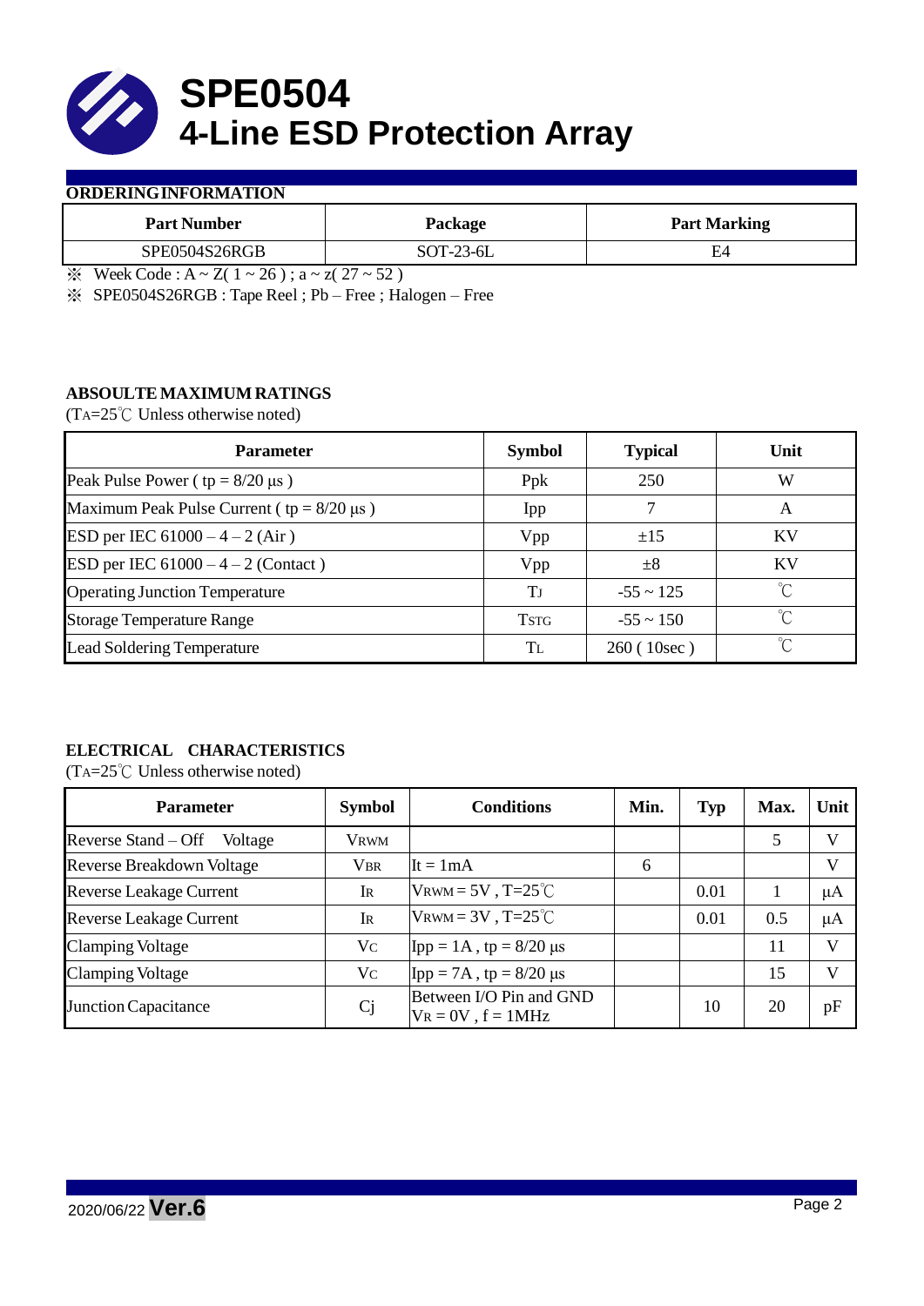# SPE0504
# 4-Line ESD Protection Array

## ORDERING INFORMATION

| Part Number | Package | Part Marking |
|---|---|---|
| SPE0504S26RGB | SOT-23-6L | E4 |

※ Week Code : A ~ Z( 1 ~ 26 ) ; a ~ z( 27 ~ 52 )

※ SPE0504S26RGB : Tape Reel ; Pb – Free ; Halogen – Free

## ABSOULTE MAXIMUM RATINGS

($T_A$=25℃ Unless otherwise noted)

| Parameter | Symbol | Typical | Unit |
|---|---|---|---|
| Peak Pulse Power ( tp = 8/20 μs ) | Ppk | 250 | W |
| Maximum Peak Pulse Current ( tp = 8/20 μs ) | Ipp | 7 | A |
| ESD per IEC 61000 – 4 – 2 (Air ) | Vpp | ±15 | KV |
| ESD per IEC 61000 – 4 – 2 (Contact ) | Vpp | ±8 | KV |
| Operating Junction Temperature | $T_J$ | -55 ~ 125 | ℃ |
| Storage Temperature Range | $T_{STG}$ | -55 ~ 150 | ℃ |
| Lead Soldering Temperature | $T_L$ | 260 ( 10sec ) | ℃ |

## ELECTRICAL CHARACTERISTICS

($T_A$=25℃ Unless otherwise noted)

| Parameter | Symbol | Conditions | Min. | Typ | Max. | Unit |
|---|---|---|---|---|---|---|
| Reverse Stand – Off Voltage | $V_{RWM}$ | | | | 5 | V |
| Reverse Breakdown Voltage | $V_{BR}$ | It = 1mA | 6 | | | V |
| Reverse Leakage Current | $I_R$ | $V_{RWM}$ = 5V , T=25℃ | | 0.01 | 1 | μA |
| Reverse Leakage Current | $I_R$ | $V_{RWM}$ = 3V , T=25℃ | | 0.01 | 0.5 | μA |
| Clamping Voltage | $V_C$ | Ipp = 1A , tp = 8/20 μs | | | 11 | V |
| Clamping Voltage | $V_C$ | Ipp = 7A , tp = 8/20 μs | | | 15 | V |
| Junction Capacitance | Cj | Between I/O Pin and GND $V_R$ = 0V , f = 1MHz | | 10 | 20 | pF |

2020/06/22 **Ver.6**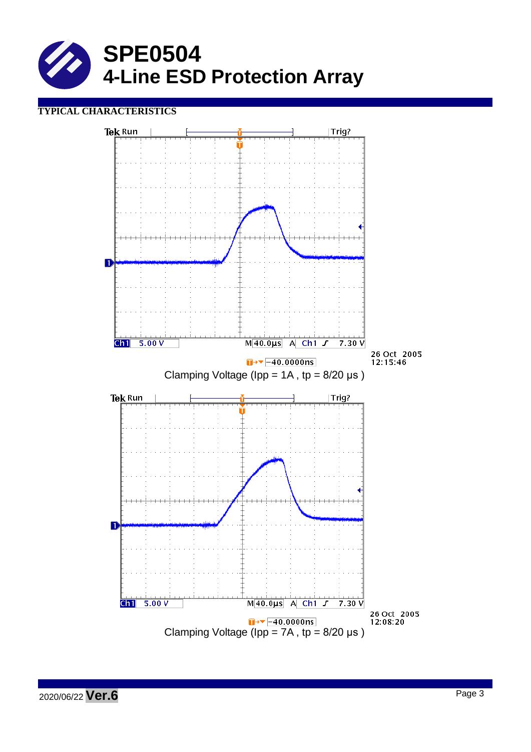# SPE0504
## 4-Line ESD Protection Array

**TYPICAL CHARACTERISTICS**

Tek Run Trig?

Ch1 5.00 V M 40.0µs A Ch1 7.30 V

−40.0000ns

26 Oct 2005
12:15:46

Clamping Voltage (Ipp = 1A , tp = 8/20 µs )

Tek Run Trig?

Ch1 5.00 V M 40.0µs A Ch1 7.30 V

−40.0000ns

26 Oct 2005
12:08:20

Clamping Voltage (Ipp = 7A , tp = 8/20 µs )

2020/06/22 **Ver.6**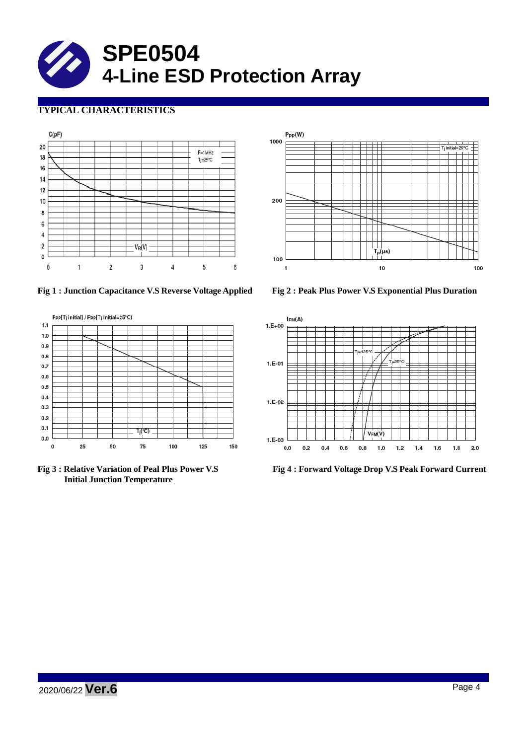# SPE0504
# 4-Line ESD Protection Array

## TYPICAL CHARACTERISTICS

**Fig 1 : Junction Capacitance V.S Reverse Voltage Applied**

**Fig 2 : Peak Plus Power V.S Exponential Plus Duration**

**Fig 3 : Relative Variation of Peal Plus Power V.S Initial Junction Temperature**

**Fig 4 : Forward Voltage Drop V.S Peak Forward Current**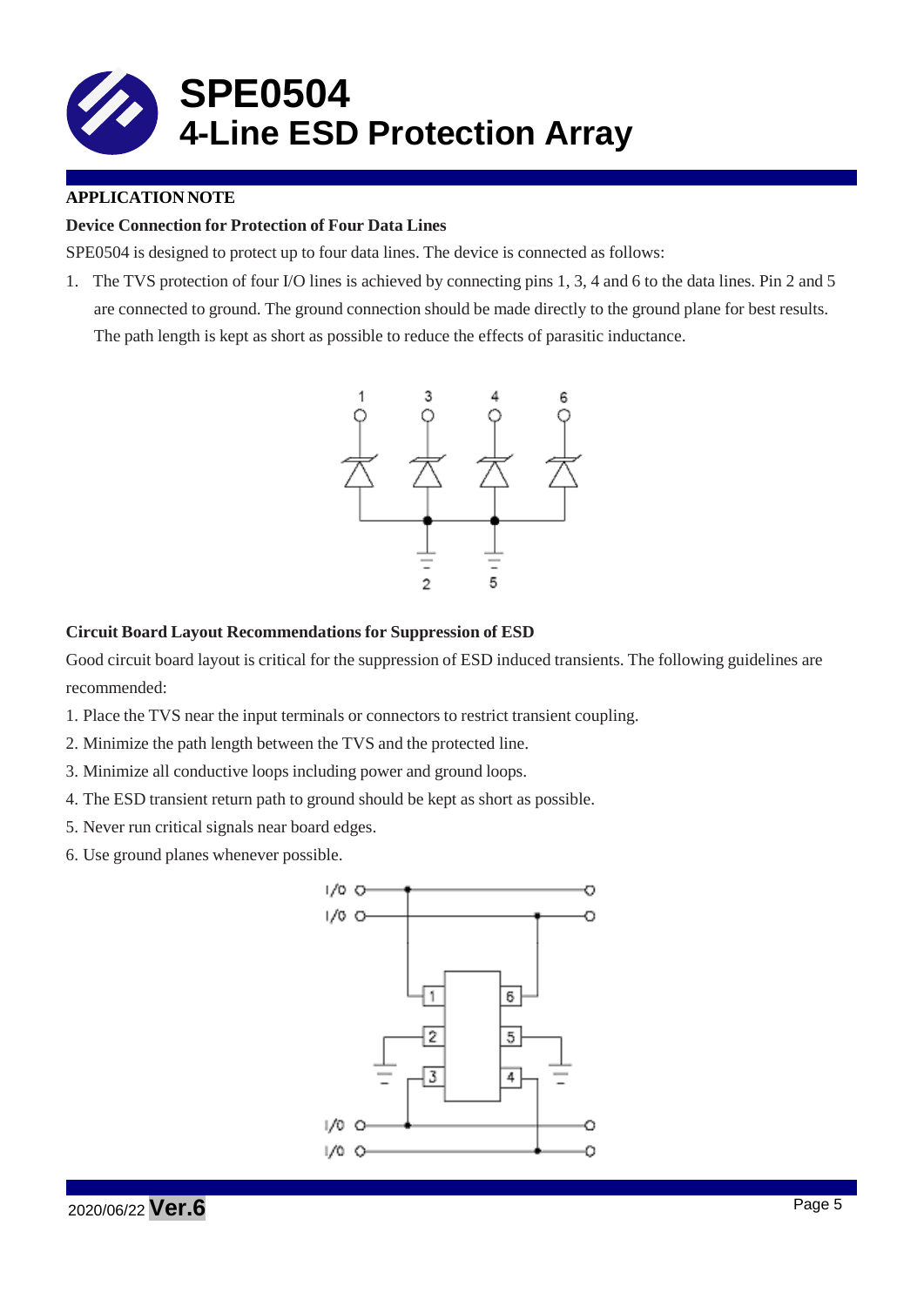# SPE0504
# 4-Line ESD Protection Array

**APPLICATION NOTE**

**Device Connection for Protection of Four Data Lines**

SPE0504 is designed to protect up to four data lines. The device is connected as follows:

1. The TVS protection of four I/O lines is achieved by connecting pins 1, 3, 4 and 6 to the data lines. Pin 2 and 5 are connected to ground. The ground connection should be made directly to the ground plane for best results. The path length is kept as short as possible to reduce the effects of parasitic inductance.

**Circuit Board Layout Recommendations for Suppression of ESD**

Good circuit board layout is critical for the suppression of ESD induced transients. The following guidelines are recommended:

1. Place the TVS near the input terminals or connectors to restrict transient coupling.
2. Minimize the path length between the TVS and the protected line.
3. Minimize all conductive loops including power and ground loops.
4. The ESD transient return path to ground should be kept as short as possible.
5. Never run critical signals near board edges.
6. Use ground planes whenever possible.

2020/06/22 **Ver.6**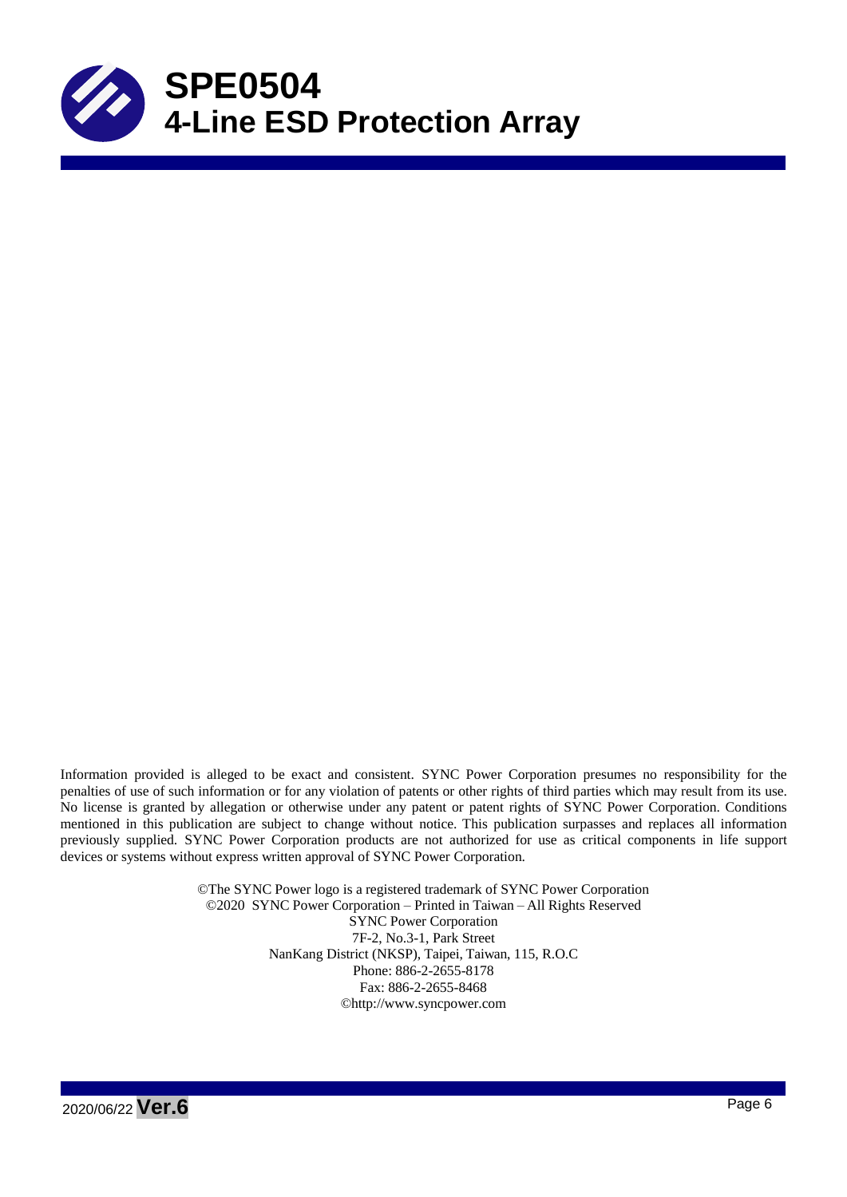Information provided is alleged to be exact and consistent. SYNC Power Corporation presumes no responsibility for the penalties of use of such information or for any violation of patents or other rights of third parties which may result from its use. No license is granted by allegation or otherwise under any patent or patent rights of SYNC Power Corporation. Conditions mentioned in this publication are subject to change without notice. This publication surpasses and replaces all information previously supplied. SYNC Power Corporation products are not authorized for use as critical components in life support devices or systems without express written approval of SYNC Power Corporation.

©The SYNC Power logo is a registered trademark of SYNC Power Corporation
©2020 SYNC Power Corporation – Printed in Taiwan – All Rights Reserved
SYNC Power Corporation
7F-2, No.3-1, Park Street
NanKang District (NKSP), Taipei, Taiwan, 115, R.O.C
Phone: 886-2-2655-8178
Fax: 886-2-2655-8468
©http://www.syncpower.com